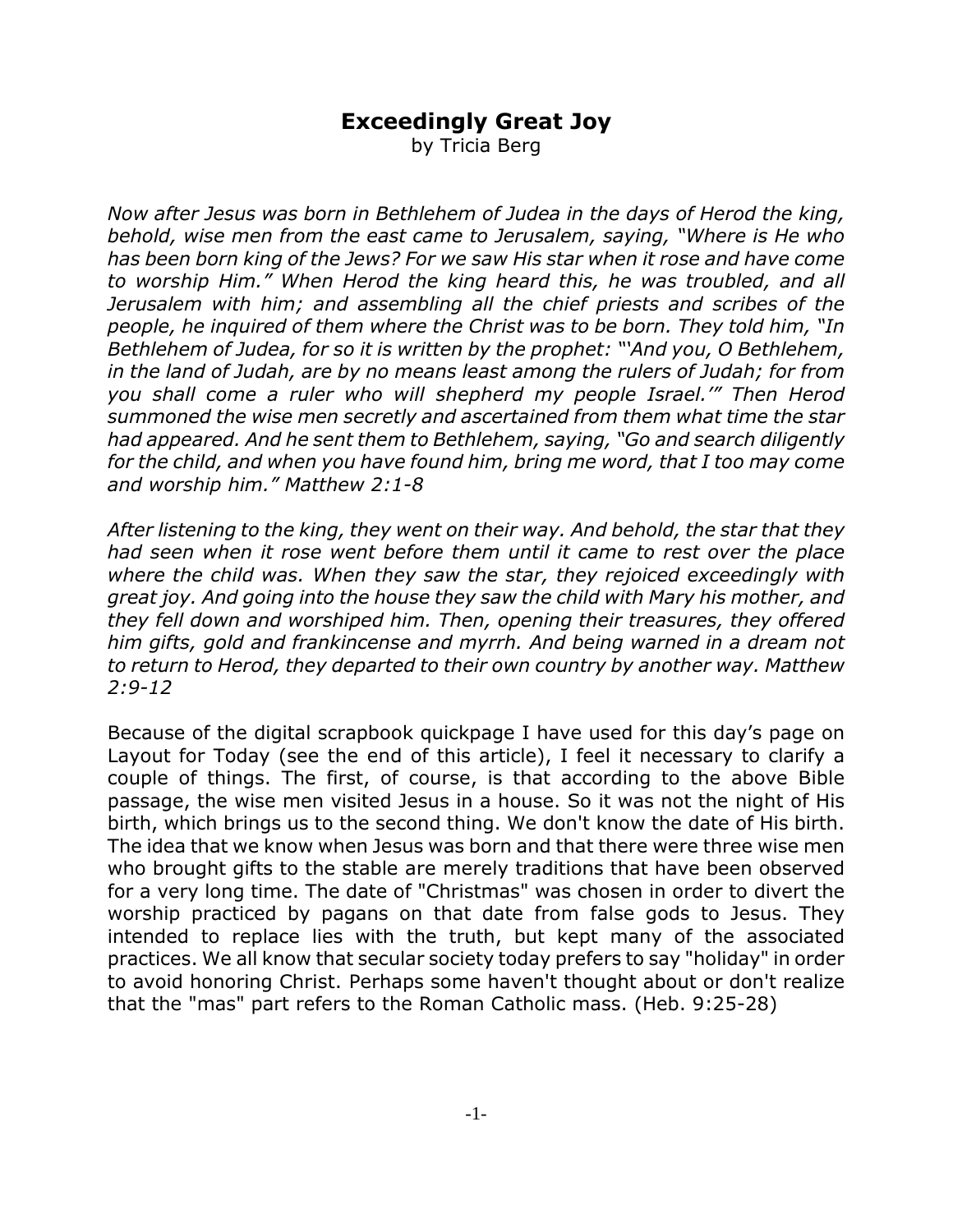# Exceedingly Great Joy

by Tricia Berg

*Now after Jesus was born in Bethlehem of Judea in the days of Herod the king, behold, wise men from the east came to Jerusalem, saying, "Where is He who has been born king of the Jews? For we saw His star when it rose and have come to worship Him." When Herod the king heard this, he was troubled, and all Jerusalem with him; and assembling all the chief priests and scribes of the people, he inquired of them where the Christ was to be born. They told him, "In Bethlehem of Judea, for so it is written by the prophet: "'And you, O Bethlehem, in the land of Judah, are by no means least among the rulers of Judah; for from you shall come a ruler who will shepherd my people Israel.'" Then Herod summoned the wise men secretly and ascertained from them what time the star had appeared. And he sent them to Bethlehem, saying, "Go and search diligently for the child, and when you have found him, bring me word, that I too may come and worship him." Matthew 2:1-8*

*After listening to the king, they went on their way. And behold, the star that they had seen when it rose went before them until it came to rest over the place where the child was. When they saw the star, they rejoiced exceedingly with great joy. And going into the house they saw the child with Mary his mother, and they fell down and worshiped him. Then, opening their treasures, they offered him gifts, gold and frankincense and myrrh. And being warned in a dream not to return to Herod, they departed to their own country by another way. Matthew 2:9-12*

Because of the digital scrapbook quickpage I have used for this day's page on Layout for Today (see the end of this article), I feel it necessary to clarify a couple of things. The first, of course, is that according to the above Bible passage, the wise men visited Jesus in a house. So it was not the night of His birth, which brings us to the second thing. We don't know the date of His birth. The idea that we know when Jesus was born and that there were three wise men who brought gifts to the stable are merely traditions that have been observed for a very long time. The date of "Christmas" was chosen in order to divert the worship practiced by pagans on that date from false gods to Jesus. They intended to replace lies with the truth, but kept many of the associated practices. We all know that secular society today prefers to say "holiday" in order to avoid honoring Christ. Perhaps some haven't thought about or don't realize that the "mas" part refers to the Roman Catholic mass. (Heb. 9:25-28)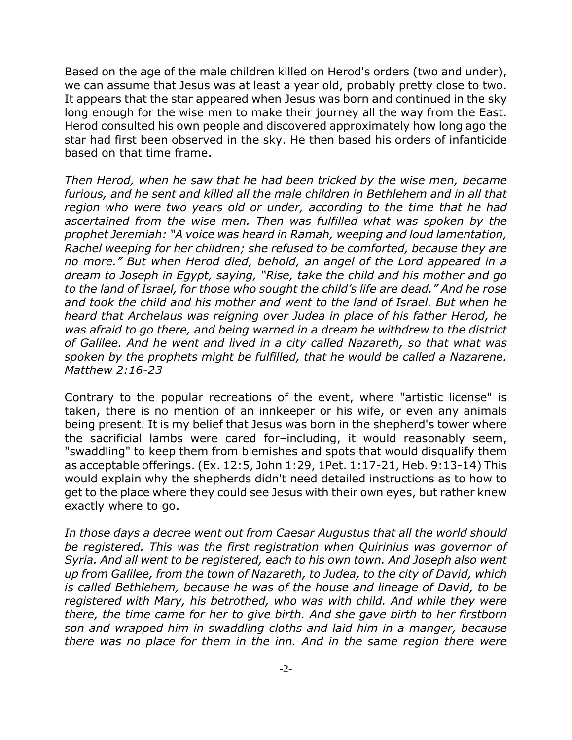Based on the age of the male children killed on Herod's orders (two and under), we can assume that Jesus was at least a year old, probably pretty close to two. It appears that the star appeared when Jesus was born and continued in the sky long enough for the wise men to make their journey all the way from the East. Herod consulted his own people and discovered approximately how long ago the star had first been observed in the sky. He then based his orders of infanticide based on that time frame.

*Then Herod, when he saw that he had been tricked by the wise men, became furious, and he sent and killed all the male children in Bethlehem and in all that region who were two years old or under, according to the time that he had ascertained from the wise men. Then was fulfilled what was spoken by the prophet Jeremiah: "A voice was heard in Ramah, weeping and loud lamentation, Rachel weeping for her children; she refused to be comforted, because they are no more." But when Herod died, behold, an angel of the Lord appeared in a dream to Joseph in Egypt, saying, "Rise, take the child and his mother and go to the land of Israel, for those who sought the child's life are dead." And he rose and took the child and his mother and went to the land of Israel. But when he heard that Archelaus was reigning over Judea in place of his father Herod, he was afraid to go there, and being warned in a dream he withdrew to the district of Galilee. And he went and lived in a city called Nazareth, so that what was spoken by the prophets might be fulfilled, that he would be called a Nazarene. Matthew 2:16-23*

Contrary to the popular recreations of the event, where "artistic license" is taken, there is no mention of an innkeeper or his wife, or even any animals being present. It is my belief that Jesus was born in the shepherd's tower where the sacrificial lambs were cared for–including, it would reasonably seem, "swaddling" to keep them from blemishes and spots that would disqualify them as acceptable offerings. (Ex. 12:5, John 1:29, 1Pet. 1:17-21, Heb. 9:13-14) This would explain why the shepherds didn't need detailed instructions as to how to get to the place where they could see Jesus with their own eyes, but rather knew exactly where to go.

*In those days a decree went out from Caesar Augustus that all the world should be registered. This was the first registration when Quirinius was governor of Syria. And all went to be registered, each to his own town. And Joseph also went up from Galilee, from the town of Nazareth, to Judea, to the city of David, which is called Bethlehem, because he was of the house and lineage of David, to be registered with Mary, his betrothed, who was with child. And while they were there, the time came for her to give birth. And she gave birth to her firstborn son and wrapped him in swaddling cloths and laid him in a manger, because there was no place for them in the inn. And in the same region there were*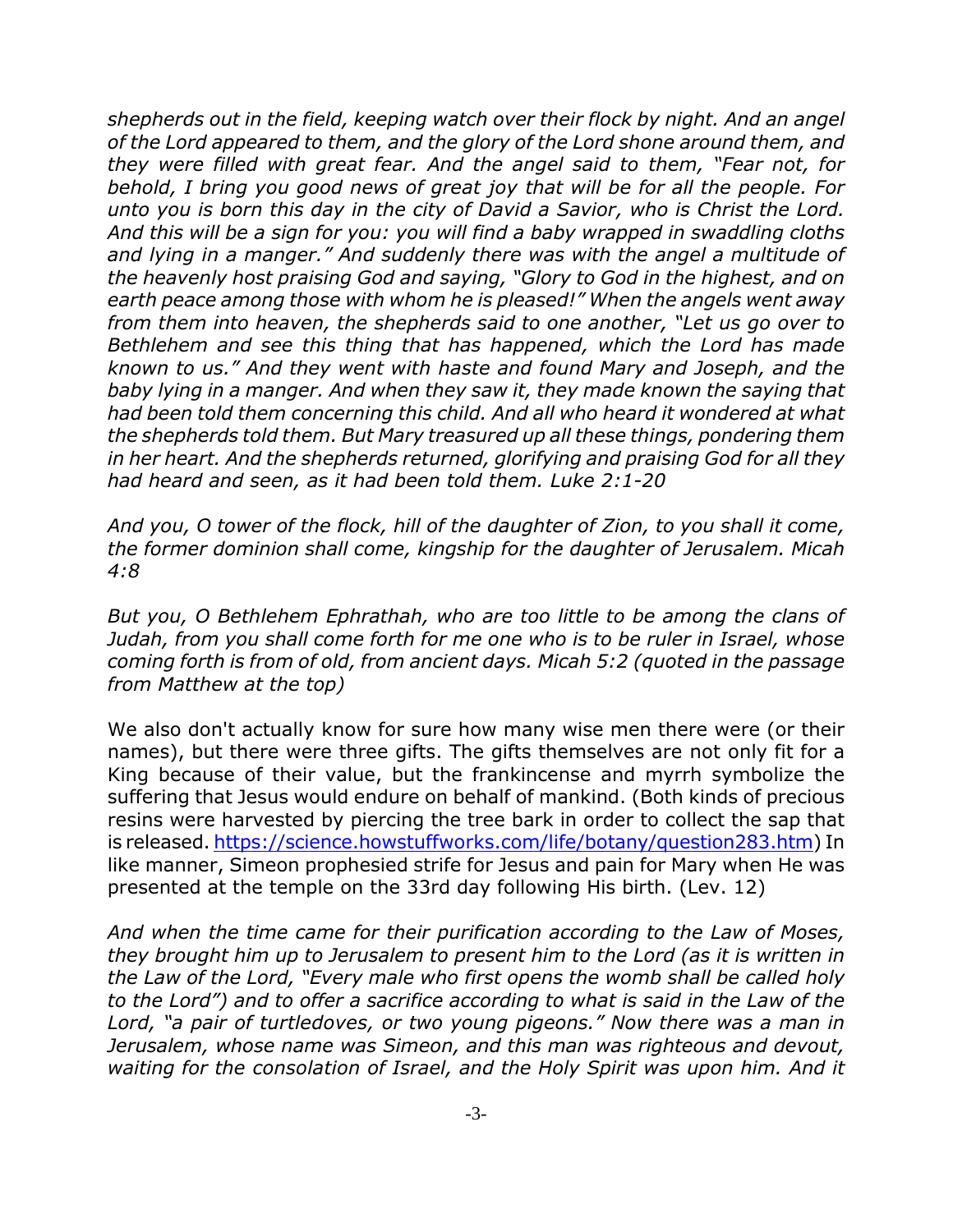*shepherds out in the field, keeping watch over their flock by night. And an angel of the Lord appeared to them, and the glory of the Lord shone around them, and they were filled with great fear. And the angel said to them, "Fear not, for behold, I bring you good news of great joy that will be for all the people. For unto you is born this day in the city of David a Savior, who is Christ the Lord. And this will be a sign for you: you will find a baby wrapped in swaddling cloths and lying in a manger." And suddenly there was with the angel a multitude of the heavenly host praising God and saying, "Glory to God in the highest, and on earth peace among those with whom he is pleased!" When the angels went away from them into heaven, the shepherds said to one another, "Let us go over to Bethlehem and see this thing that has happened, which the Lord has made known to us." And they went with haste and found Mary and Joseph, and the baby lying in a manger. And when they saw it, they made known the saying that had been told them concerning this child. And all who heard it wondered at what the shepherds told them. But Mary treasured up all these things, pondering them in her heart. And the shepherds returned, glorifying and praising God for all they had heard and seen, as it had been told them. Luke 2:1-20*

*And you, O tower of the flock, hill of the daughter of Zion, to you shall it come, the former dominion shall come, kingship for the daughter of Jerusalem. Micah 4:8*

*But you, O Bethlehem Ephrathah, who are too little to be among the clans of Judah, from you shall come forth for me one who is to be ruler in Israel, whose coming forth is from of old, from ancient days. Micah 5:2 (quoted in the passage from Matthew at the top)*

We also don't actually know for sure how many wise men there were (or their names), but there were three gifts. The gifts themselves are not only fit for a King because of their value, but the frankincense and myrrh symbolize the suffering that Jesus would endure on behalf of mankind. (Both kinds of precious resins were harvested by piercing the tree bark in order to collect the sap that is released. https://science.howstuffworks.com/life/botany/question283.htm) In like manner, Simeon prophesied strife for Jesus and pain for Mary when He was presented at the temple on the 33rd day following His birth. (Lev. 12)

*And when the time came for their purification according to the Law of Moses, they brought him up to Jerusalem to present him to the Lord (as it is written in the Law of the Lord, "Every male who first opens the womb shall be called holy to the Lord") and to offer a sacrifice according to what is said in the Law of the Lord, "a pair of turtledoves, or two young pigeons." Now there was a man in Jerusalem, whose name was Simeon, and this man was righteous and devout, waiting for the consolation of Israel, and the Holy Spirit was upon him. And it*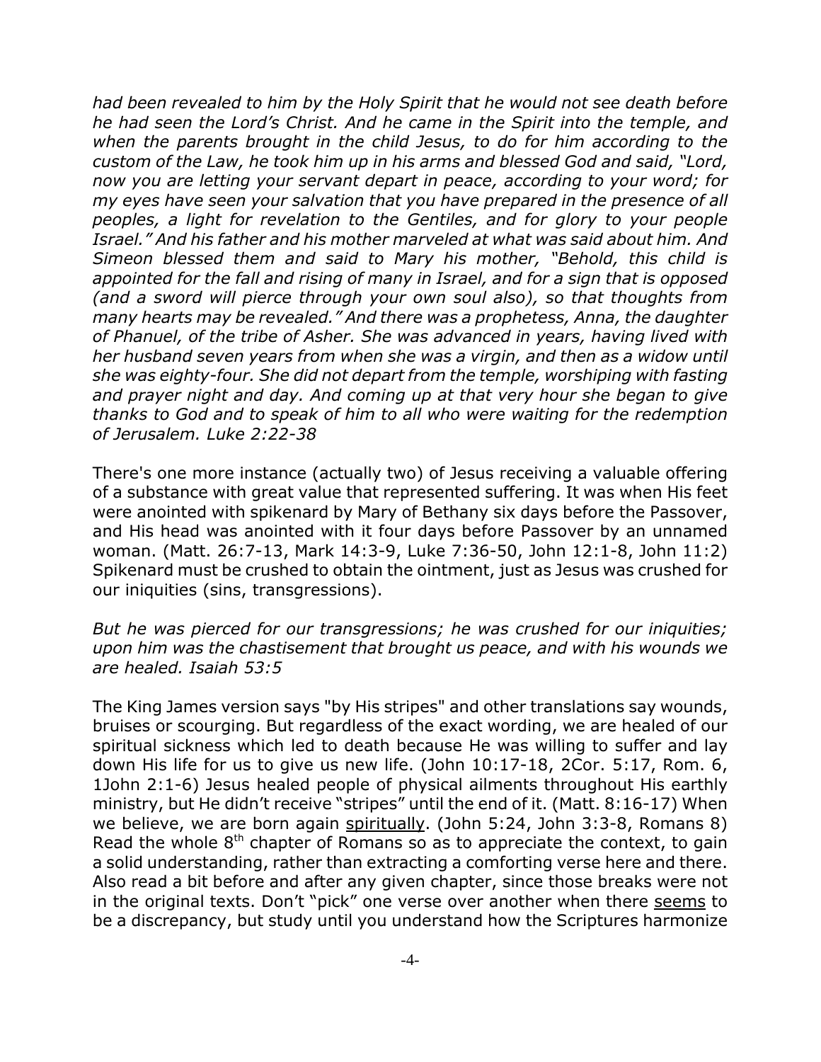*had been revealed to him by the Holy Spirit that he would not see death before he had seen the Lord's Christ. And he came in the Spirit into the temple, and when the parents brought in the child Jesus, to do for him according to the custom of the Law, he took him up in his arms and blessed God and said, "Lord, now you are letting your servant depart in peace, according to your word; for my eyes have seen your salvation that you have prepared in the presence of all peoples, a light for revelation to the Gentiles, and for glory to your people Israel." And his father and his mother marveled at what was said about him. And Simeon blessed them and said to Mary his mother, "Behold, this child is appointed for the fall and rising of many in Israel, and for a sign that is opposed (and a sword will pierce through your own soul also), so that thoughts from many hearts may be revealed." And there was a prophetess, Anna, the daughter of Phanuel, of the tribe of Asher. She was advanced in years, having lived with her husband seven years from when she was a virgin, and then as a widow until she was eighty-four. She did not depart from the temple, worshiping with fasting and prayer night and day. And coming up at that very hour she began to give thanks to God and to speak of him to all who were waiting for the redemption of Jerusalem. Luke 2:22-38*

There's one more instance (actually two) of Jesus receiving a valuable offering of a substance with great value that represented suffering. It was when His feet were anointed with spikenard by Mary of Bethany six days before the Passover, and His head was anointed with it four days before Passover by an unnamed woman. (Matt. 26:7-13, Mark 14:3-9, Luke 7:36-50, John 12:1-8, John 11:2) Spikenard must be crushed to obtain the ointment, just as Jesus was crushed for our iniquities (sins, transgressions).

*But he was pierced for our transgressions; he was crushed for our iniquities; upon him was the chastisement that brought us peace, and with his wounds we are healed. Isaiah 53:5*

The King James version says "by His stripes" and other translations say wounds, bruises or scourging. But regardless of the exact wording, we are healed of our spiritual sickness which led to death because He was willing to suffer and lay down His life for us to give us new life. (John 10:17-18, 2Cor. 5:17, Rom. 6, 1John 2:1-6) Jesus healed people of physical ailments throughout His earthly ministry, but He didn't receive "stripes" until the end of it. (Matt. 8:16-17) When we believe, we are born again <u>spiritually</u>. (John 5:24, John 3:3-8, Romans 8) Read the whole 8th chapter of Romans so as to appreciate the context, to gain a solid understanding, rather than extracting a comforting verse here and there. Also read a bit before and after any given chapter, since those breaks were not in the original texts. Don't "pick" one verse over another when there <u>seems</u> to be a discrepancy, but study until you understand how the Scriptures harmonize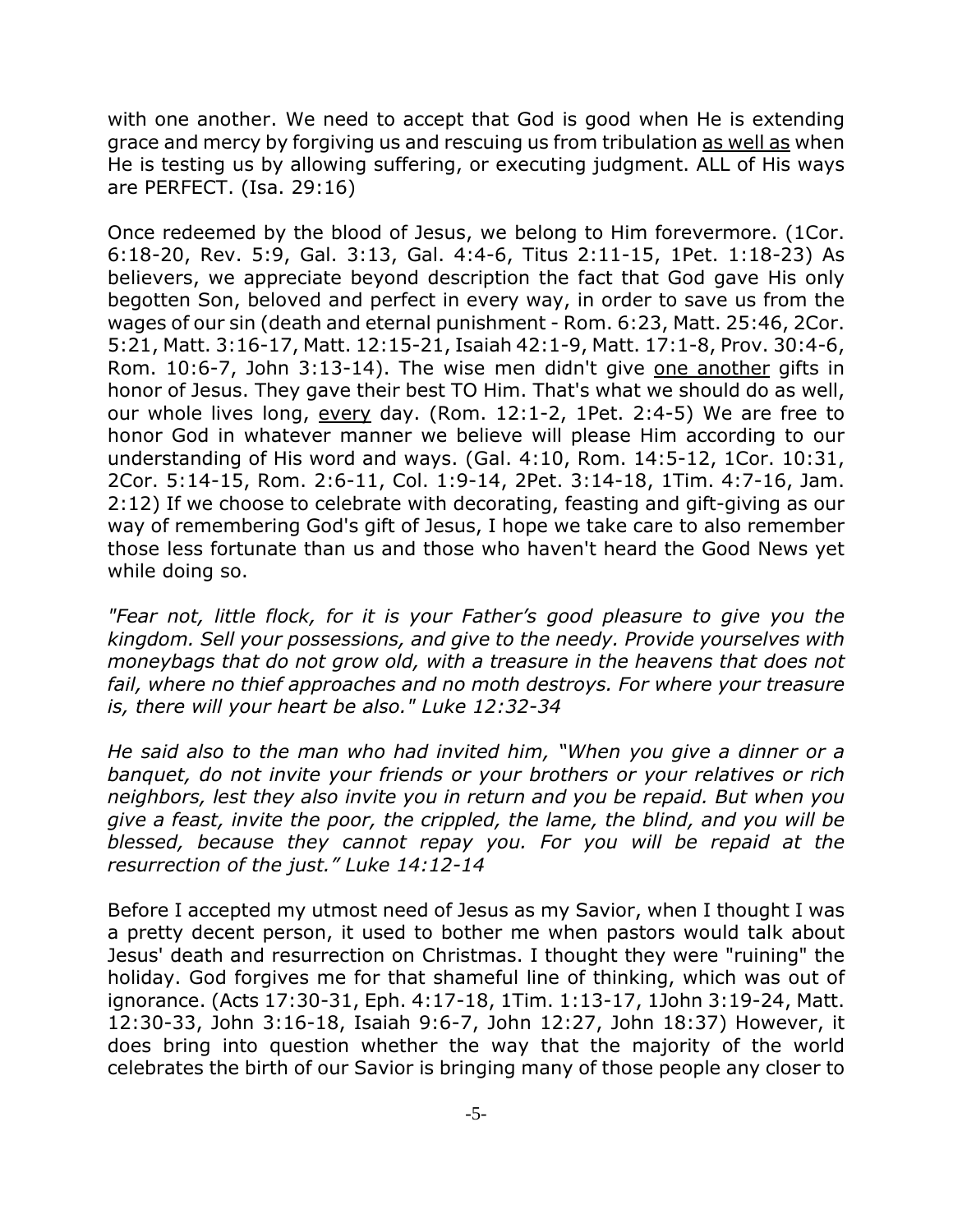with one another. We need to accept that God is good when He is extending grace and mercy by forgiving us and rescuing us from tribulation <u>as well as</u> when He is testing us by allowing suffering, or executing judgment. ALL of His ways are PERFECT. (Isa. 29:16)

Once redeemed by the blood of Jesus, we belong to Him forevermore. (1Cor. 6:18-20, Rev. 5:9, Gal. 3:13, Gal. 4:4-6, Titus 2:11-15, 1Pet. 1:18-23) As believers, we appreciate beyond description the fact that God gave His only begotten Son, beloved and perfect in every way, in order to save us from the wages of our sin (death and eternal punishment - Rom. 6:23, Matt. 25:46, 2Cor. 5:21, Matt. 3:16-17, Matt. 12:15-21, Isaiah 42:1-9, Matt. 17:1-8, Prov. 30:4-6, Rom. 10:6-7, John 3:13-14). The wise men didn't give <u>one another</u> gifts in honor of Jesus. They gave their best TO Him. That's what we should do as well, our whole lives long, <u>every</u> day. (Rom. 12:1-2, 1Pet. 2:4-5) We are free to honor God in whatever manner we believe will please Him according to our understanding of His word and ways. (Gal. 4:10, Rom. 14:5-12, 1Cor. 10:31, 2Cor. 5:14-15, Rom. 2:6-11, Col. 1:9-14, 2Pet. 3:14-18, 1Tim. 4:7-16, Jam. 2:12) If we choose to celebrate with decorating, feasting and gift-giving as our way of remembering God's gift of Jesus, I hope we take care to also remember those less fortunate than us and those who haven't heard the Good News yet while doing so.

*"Fear not, little flock, for it is your Father's good pleasure to give you the kingdom. Sell your possessions, and give to the needy. Provide yourselves with moneybags that do not grow old, with a treasure in the heavens that does not fail, where no thief approaches and no moth destroys. For where your treasure is, there will your heart be also." Luke 12:32-34*

*He said also to the man who had invited him, "When you give a dinner or a banquet, do not invite your friends or your brothers or your relatives or rich neighbors, lest they also invite you in return and you be repaid. But when you give a feast, invite the poor, the crippled, the lame, the blind, and you will be blessed, because they cannot repay you. For you will be repaid at the resurrection of the just." Luke 14:12-14*

Before I accepted my utmost need of Jesus as my Savior, when I thought I was a pretty decent person, it used to bother me when pastors would talk about Jesus' death and resurrection on Christmas. I thought they were "ruining" the holiday. God forgives me for that shameful line of thinking, which was out of ignorance. (Acts 17:30-31, Eph. 4:17-18, 1Tim. 1:13-17, 1John 3:19-24, Matt. 12:30-33, John 3:16-18, Isaiah 9:6-7, John 12:27, John 18:37) However, it does bring into question whether the way that the majority of the world celebrates the birth of our Savior is bringing many of those people any closer to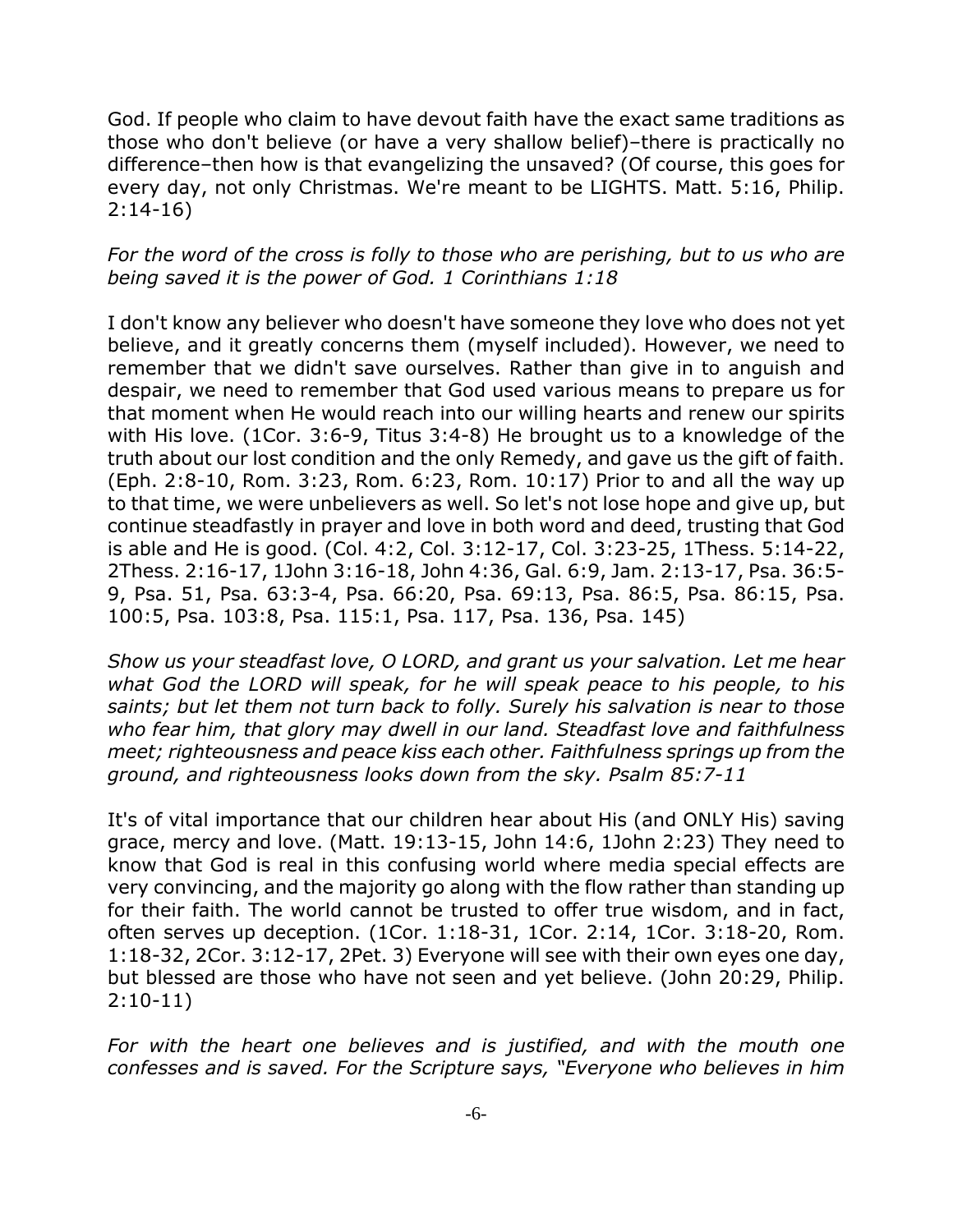God. If people who claim to have devout faith have the exact same traditions as those who don't believe (or have a very shallow belief)–there is practically no difference–then how is that evangelizing the unsaved? (Of course, this goes for every day, not only Christmas. We're meant to be LIGHTS. Matt. 5:16, Philip. 2:14-16)

*For the word of the cross is folly to those who are perishing, but to us who are being saved it is the power of God. 1 Corinthians 1:18*

I don't know any believer who doesn't have someone they love who does not yet believe, and it greatly concerns them (myself included). However, we need to remember that we didn't save ourselves. Rather than give in to anguish and despair, we need to remember that God used various means to prepare us for that moment when He would reach into our willing hearts and renew our spirits with His love. (1Cor. 3:6-9, Titus 3:4-8) He brought us to a knowledge of the truth about our lost condition and the only Remedy, and gave us the gift of faith. (Eph. 2:8-10, Rom. 3:23, Rom. 6:23, Rom. 10:17) Prior to and all the way up to that time, we were unbelievers as well. So let's not lose hope and give up, but continue steadfastly in prayer and love in both word and deed, trusting that God is able and He is good. (Col. 4:2, Col. 3:12-17, Col. 3:23-25, 1Thess. 5:14-22, 2Thess. 2:16-17, 1John 3:16-18, John 4:36, Gal. 6:9, Jam. 2:13-17, Psa. 36:5-9, Psa. 51, Psa. 63:3-4, Psa. 66:20, Psa. 69:13, Psa. 86:5, Psa. 86:15, Psa. 100:5, Psa. 103:8, Psa. 115:1, Psa. 117, Psa. 136, Psa. 145)

*Show us your steadfast love, O LORD, and grant us your salvation. Let me hear what God the LORD will speak, for he will speak peace to his people, to his saints; but let them not turn back to folly. Surely his salvation is near to those who fear him, that glory may dwell in our land. Steadfast love and faithfulness meet; righteousness and peace kiss each other. Faithfulness springs up from the ground, and righteousness looks down from the sky. Psalm 85:7-11*

It's of vital importance that our children hear about His (and ONLY His) saving grace, mercy and love. (Matt. 19:13-15, John 14:6, 1John 2:23) They need to know that God is real in this confusing world where media special effects are very convincing, and the majority go along with the flow rather than standing up for their faith. The world cannot be trusted to offer true wisdom, and in fact, often serves up deception. (1Cor. 1:18-31, 1Cor. 2:14, 1Cor. 3:18-20, Rom. 1:18-32, 2Cor. 3:12-17, 2Pet. 3) Everyone will see with their own eyes one day, but blessed are those who have not seen and yet believe. (John 20:29, Philip. 2:10-11)

*For with the heart one believes and is justified, and with the mouth one confesses and is saved. For the Scripture says, "Everyone who believes in him*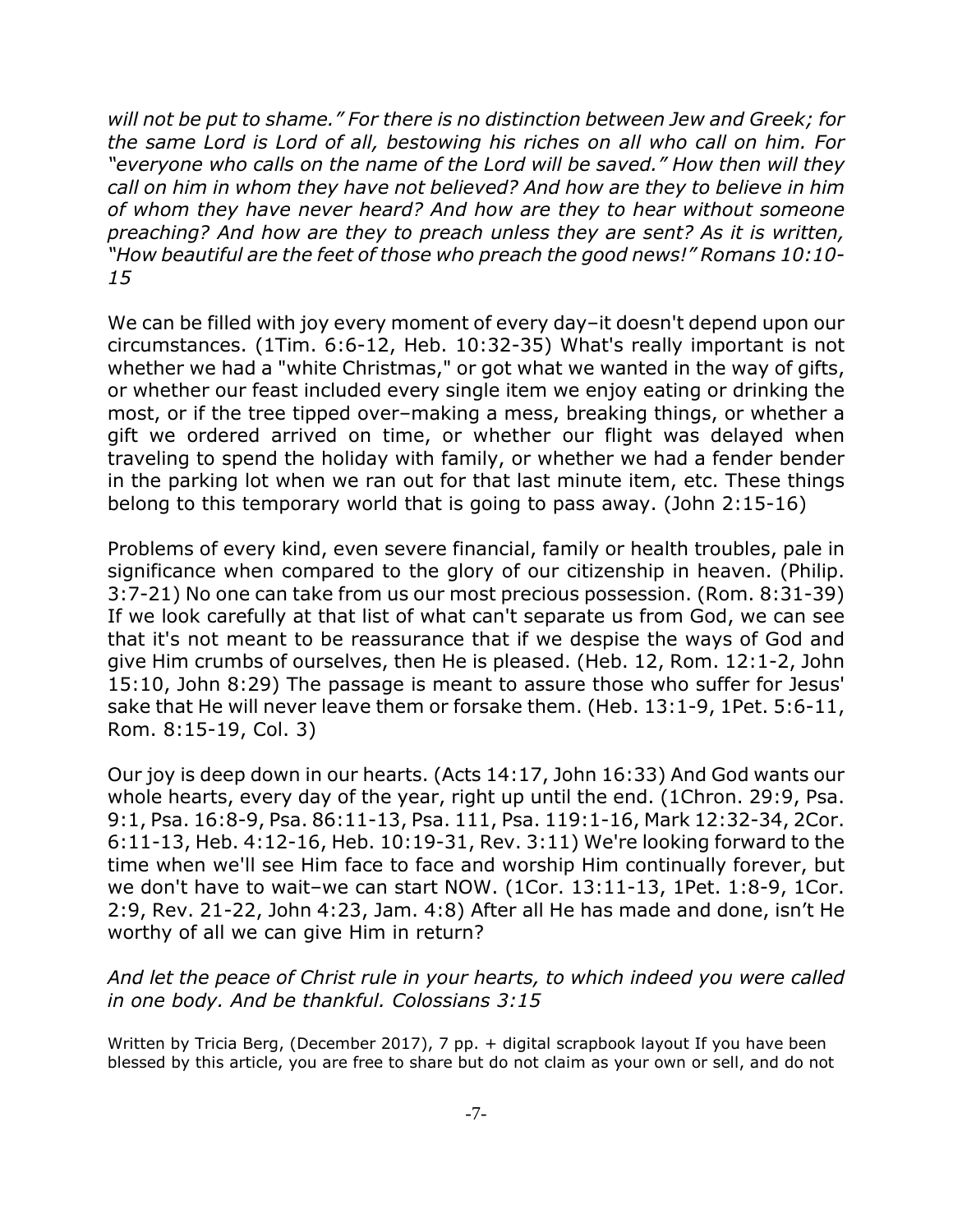*will not be put to shame." For there is no distinction between Jew and Greek; for the same Lord is Lord of all, bestowing his riches on all who call on him. For "everyone who calls on the name of the Lord will be saved." How then will they call on him in whom they have not believed? And how are they to believe in him of whom they have never heard? And how are they to hear without someone preaching? And how are they to preach unless they are sent? As it is written, "How beautiful are the feet of those who preach the good news!" Romans 10:10-15*

We can be filled with joy every moment of every day–it doesn't depend upon our circumstances. (1Tim. 6:6-12, Heb. 10:32-35) What's really important is not whether we had a "white Christmas," or got what we wanted in the way of gifts, or whether our feast included every single item we enjoy eating or drinking the most, or if the tree tipped over–making a mess, breaking things, or whether a gift we ordered arrived on time, or whether our flight was delayed when traveling to spend the holiday with family, or whether we had a fender bender in the parking lot when we ran out for that last minute item, etc. These things belong to this temporary world that is going to pass away. (John 2:15-16)

Problems of every kind, even severe financial, family or health troubles, pale in significance when compared to the glory of our citizenship in heaven. (Philip. 3:7-21) No one can take from us our most precious possession. (Rom. 8:31-39) If we look carefully at that list of what can't separate us from God, we can see that it's not meant to be reassurance that if we despise the ways of God and give Him crumbs of ourselves, then He is pleased. (Heb. 12, Rom. 12:1-2, John 15:10, John 8:29) The passage is meant to assure those who suffer for Jesus' sake that He will never leave them or forsake them. (Heb. 13:1-9, 1Pet. 5:6-11, Rom. 8:15-19, Col. 3)

Our joy is deep down in our hearts. (Acts 14:17, John 16:33) And God wants our whole hearts, every day of the year, right up until the end. (1Chron. 29:9, Psa. 9:1, Psa. 16:8-9, Psa. 86:11-13, Psa. 111, Psa. 119:1-16, Mark 12:32-34, 2Cor. 6:11-13, Heb. 4:12-16, Heb. 10:19-31, Rev. 3:11) We're looking forward to the time when we'll see Him face to face and worship Him continually forever, but we don't have to wait–we can start NOW. (1Cor. 13:11-13, 1Pet. 1:8-9, 1Cor. 2:9, Rev. 21-22, John 4:23, Jam. 4:8) After all He has made and done, isn't He worthy of all we can give Him in return?

*And let the peace of Christ rule in your hearts, to which indeed you were called in one body. And be thankful. Colossians 3:15*

Written by Tricia Berg, (December 2017), 7 pp. + digital scrapbook layout If you have been blessed by this article, you are free to share but do not claim as your own or sell, and do not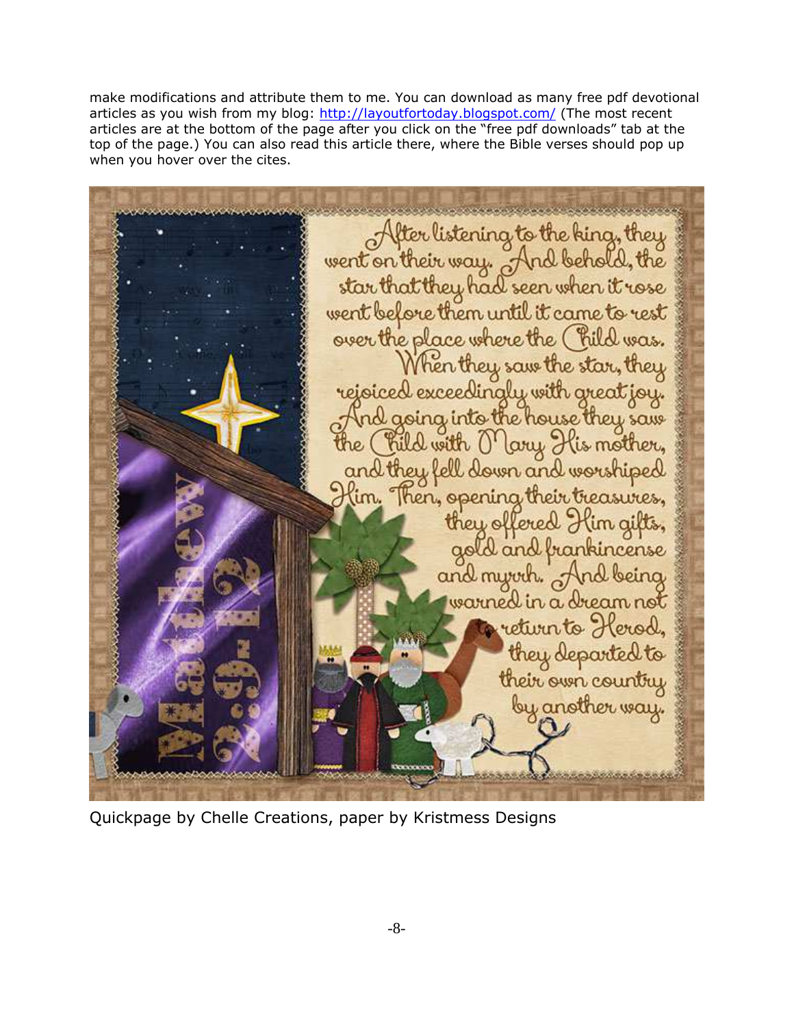make modifications and attribute them to me. You can download as many free pdf devotional articles as you wish from my blog: http://layoutfortoday.blogspot.com/ (The most recent articles are at the bottom of the page after you click on the "free pdf downloads" tab at the top of the page.) You can also read this article there, where the Bible verses should pop up when you hover over the cites.

Matthew 2:9-12

After listening to the king, they went on their way. And behold, the star that they had seen when it rose went before them until it came to rest over the place where the Child was. When they saw the star, they rejoiced exceedingly with great joy. And going into the house they saw the Child with Mary His mother, and they fell down and worshiped Him. Then, opening their treasures, they offered Him gifts, gold and frankincense and myrrh. And being warned in a dream not to return to Herod, they departed to their own country by another way.

Quickpage by Chelle Creations, paper by Kristmess Designs